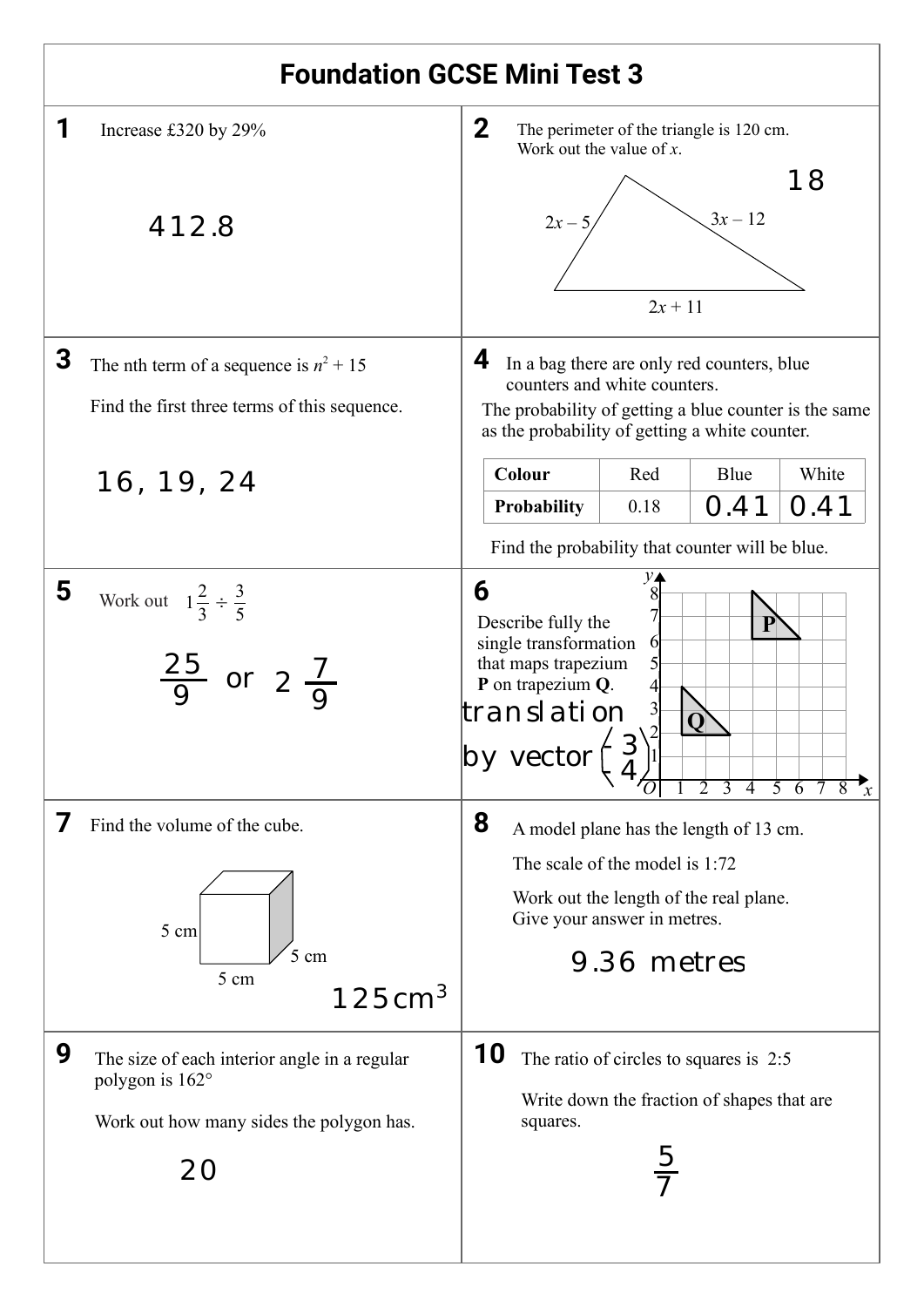# Foundation GCSE Mini Test 3

**1** Increase £320 by 29%

412.8

**2** The perimeter of the triangle is 120 cm.
Work out the value of $x$.

$2x - 5$

$3x - 12$

$2x + 11$

18

**3** The nth term of a sequence is $n^2 + 15$

Find the first three terms of this sequence.

16, 19, 24

**4** In a bag there are only red counters, blue counters and white counters.
The probability of getting a blue counter is the same as the probability of getting a white counter.

| Colour | Red | Blue | White |
|---|---|---|---|
| **Probability** | 0.18 | 0.41 | 0.41 |

Find the probability that counter will be blue.

**5** Work out $1\frac{2}{3} \div \frac{3}{5}$

$\frac{25}{9}$ or $2\frac{7}{9}$

**6** Describe fully the single transformation that maps trapezium **P** on trapezium **Q**.

translation by vector $\begin{pmatrix} -3 \\ -4 \end{pmatrix}$

**7** Find the volume of the cube.

5 cm, 5 cm, 5 cm

$125\text{cm}^3$

**8** A model plane has the length of 13 cm.

The scale of the model is 1:72

Work out the length of the real plane.
Give your answer in metres.

9.36 metres

**9** The size of each interior angle in a regular polygon is 162°

Work out how many sides the polygon has.

20

**10** The ratio of circles to squares is 2:5

Write down the fraction of shapes that are squares.

$\frac{5}{7}$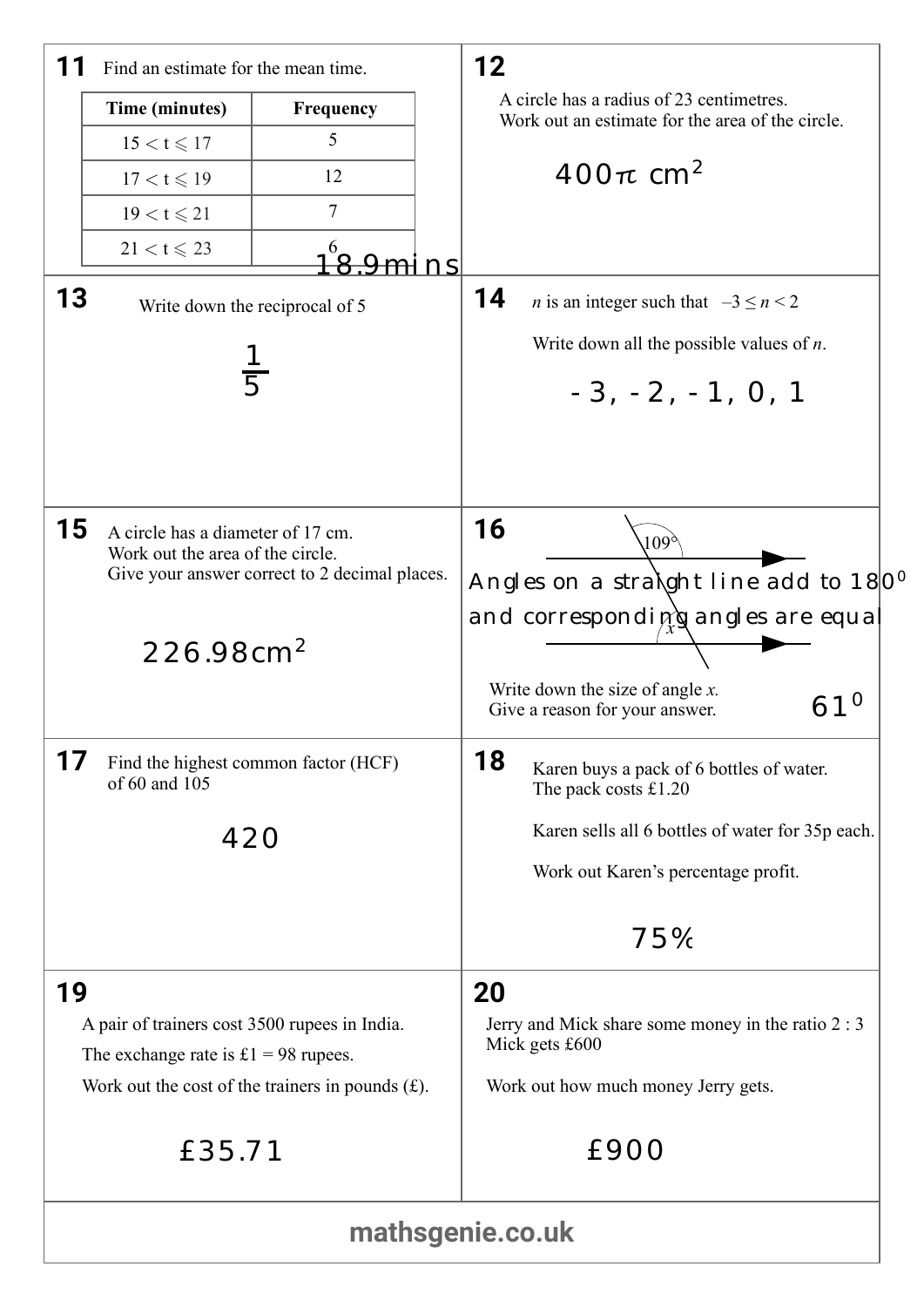**11** Find an estimate for the mean time.

| Time (minutes) | Frequency |
|---|---|
| $15 < t \leqslant 17$ | 5 |
| $17 < t \leqslant 19$ | 12 |
| $19 < t \leqslant 21$ | 7 |
| $21 < t \leqslant 23$ | 6 |

18.9mins

**12**

A circle has a radius of 23 centimetres.
Work out an estimate for the area of the circle.

$400\pi$ cm$^2$

**13** Write down the reciprocal of 5

$\frac{1}{5}$

**14** $n$ is an integer such that $-3 \leq n < 2$

Write down all the possible values of $n$.

-3, -2, -1, 0, 1

**15** A circle has a diameter of 17 cm.
Work out the area of the circle.
Give your answer correct to 2 decimal places.

226.98cm$^2$

**16**

109°

$x$

Angles on a straight line add to 180$^0$ and corresponding angles are equal

Write down the size of angle $x$.
Give a reason for your answer.

61$^0$

**17** Find the highest common factor (HCF) of 60 and 105

420

**18** Karen buys a pack of 6 bottles of water.
The pack costs £1.20

Karen sells all 6 bottles of water for 35p each.

Work out Karen's percentage profit.

75%

**19**

A pair of trainers cost 3500 rupees in India.

The exchange rate is £1 = 98 rupees.

Work out the cost of the trainers in pounds (£).

£35.71

**20**

Jerry and Mick share some money in the ratio 2 : 3
Mick gets £600

Work out how much money Jerry gets.

£900

mathsgenie.co.uk